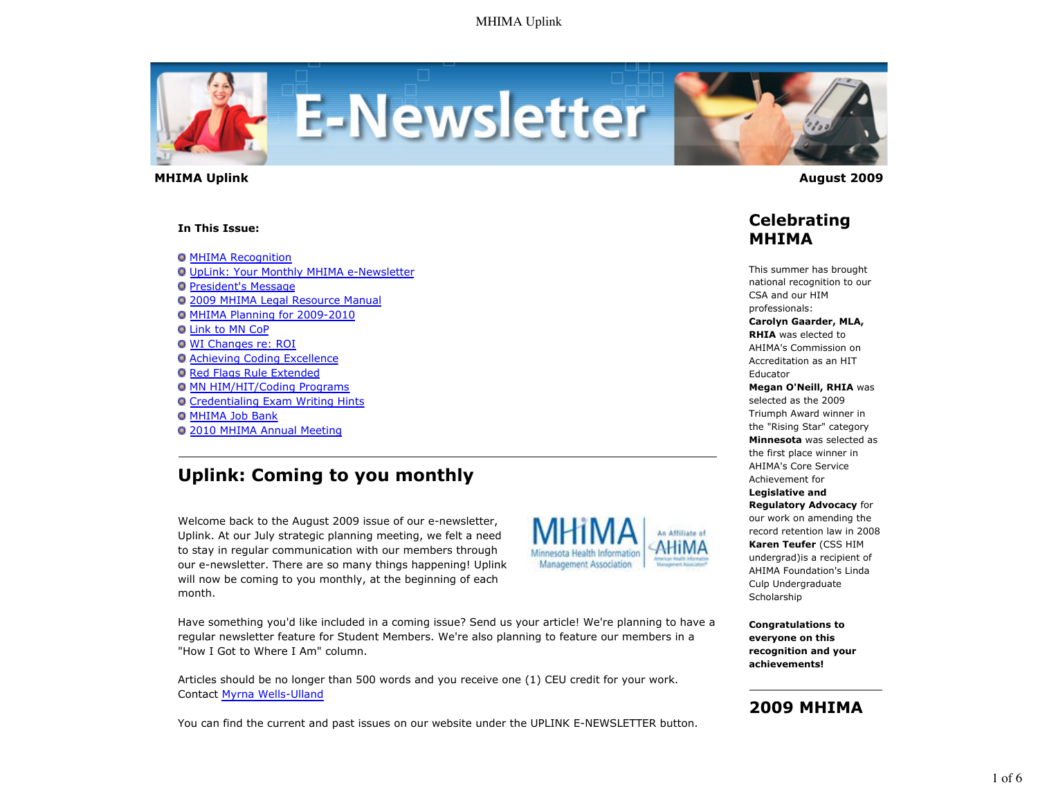**MHIMA Uplink** **August 2009**

**In This Issue:**

- MHIMA Recognition
- UpLink: Your Monthly MHIMA e-Newsletter
- President's Message
- 2009 MHIMA Legal Resource Manual
- MHIMA Planning for 2009-2010
- Link to MN CoP
- WI Changes re: ROI
- Achieving Coding Excellence
- Red Flags Rule Extended
- MN HIM/HIT/Coding Programs
- Credentialing Exam Writing Hints
- MHIMA Job Bank
- 2010 MHIMA Annual Meeting

## Uplink: Coming to you monthly

Welcome back to the August 2009 issue of our e-newsletter, Uplink. At our July strategic planning meeting, we felt a need to stay in regular communication with our members through our e-newsletter. There are so many things happening! Uplink will now be coming to you monthly, at the beginning of each month.

Have something you'd like included in a coming issue? Send us your article! We're planning to have a regular newsletter feature for Student Members. We're also planning to feature our members in a "How I Got to Where I Am" column.

Articles should be no longer than 500 words and you receive one (1) CEU credit for your work. Contact Myrna Wells-Ulland

You can find the current and past issues on our website under the UPLINK E-NEWSLETTER button.

## Celebrating MHIMA

This summer has brought national recognition to our CSA and our HIM professionals:

**Carolyn Gaarder, MLA, RHIA** was elected to AHIMA's Commission on Accreditation as an HIT Educator

**Megan O'Neill, RHIA** was selected as the 2009 Triumph Award winner in the "Rising Star" category

**Minnesota** was selected as the first place winner in AHIMA's Core Service Achievement for **Legislative and Regulatory Advocacy** for our work on amending the record retention law in 2008

**Karen Teufer** (CSS HIM undergrad)is a recipient of AHIMA Foundation's Linda Culp Undergraduate Scholarship

**Congratulations to everyone on this recognition and your achievements!**

## 2009 MHIMA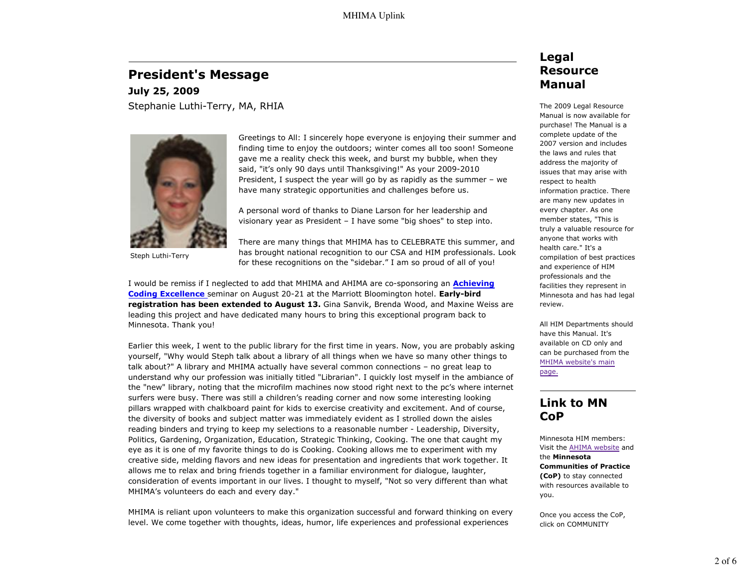## President's Message

**July 25, 2009**

Stephanie Luthi-Terry, MA, RHIA

Steph Luthi-Terry

Greetings to All: I sincerely hope everyone is enjoying their summer and finding time to enjoy the outdoors; winter comes all too soon! Someone gave me a reality check this week, and burst my bubble, when they said, "it's only 90 days until Thanksgiving!" As your 2009-2010 President, I suspect the year will go by as rapidly as the summer – we have many strategic opportunities and challenges before us.

A personal word of thanks to Diane Larson for her leadership and visionary year as President – I have some "big shoes" to step into.

There are many things that MHIMA has to CELEBRATE this summer, and has brought national recognition to our CSA and HIM professionals. Look for these recognitions on the "sidebar." I am so proud of all of you!

I would be remiss if I neglected to add that MHIMA and AHIMA are co-sponsoring an **Achieving Coding Excellence** seminar on August 20-21 at the Marriott Bloomington hotel. **Early-bird registration has been extended to August 13.** Gina Sanvik, Brenda Wood, and Maxine Weiss are leading this project and have dedicated many hours to bring this exceptional program back to Minnesota. Thank you!

Earlier this week, I went to the public library for the first time in years. Now, you are probably asking yourself, "Why would Steph talk about a library of all things when we have so many other things to talk about?" A library and MHIMA actually have several common connections – no great leap to understand why our profession was initially titled "Librarian". I quickly lost myself in the ambiance of the "new" library, noting that the microfilm machines now stood right next to the pc's where internet surfers were busy. There was still a children's reading corner and now some interesting looking pillars wrapped with chalkboard paint for kids to exercise creativity and excitement. And of course, the diversity of books and subject matter was immediately evident as I strolled down the aisles reading binders and trying to keep my selections to a reasonable number - Leadership, Diversity, Politics, Gardening, Organization, Education, Strategic Thinking, Cooking. The one that caught my eye as it is one of my favorite things to do is Cooking. Cooking allows me to experiment with my creative side, melding flavors and new ideas for presentation and ingredients that work together. It allows me to relax and bring friends together in a familiar environment for dialogue, laughter, consideration of events important in our lives. I thought to myself, "Not so very different than what MHIMA's volunteers do each and every day."

MHIMA is reliant upon volunteers to make this organization successful and forward thinking on every level. We come together with thoughts, ideas, humor, life experiences and professional experiences

## Legal Resource Manual

The 2009 Legal Resource Manual is now available for purchase! The Manual is a complete update of the 2007 version and includes the laws and rules that address the majority of issues that may arise with respect to health information practice. There are many new updates in every chapter. As one member states, "This is truly a valuable resource for anyone that works with health care." It's a compilation of best practices and experience of HIM professionals and the facilities they represent in Minnesota and has had legal review.

All HIM Departments should have this Manual. It's available on CD only and can be purchased from the MHIMA website's main page.

## Link to MN CoP

Minnesota HIM members: Visit the AHIMA website and the **Minnesota Communities of Practice (CoP)** to stay connected with resources available to you.

Once you access the CoP, click on COMMUNITY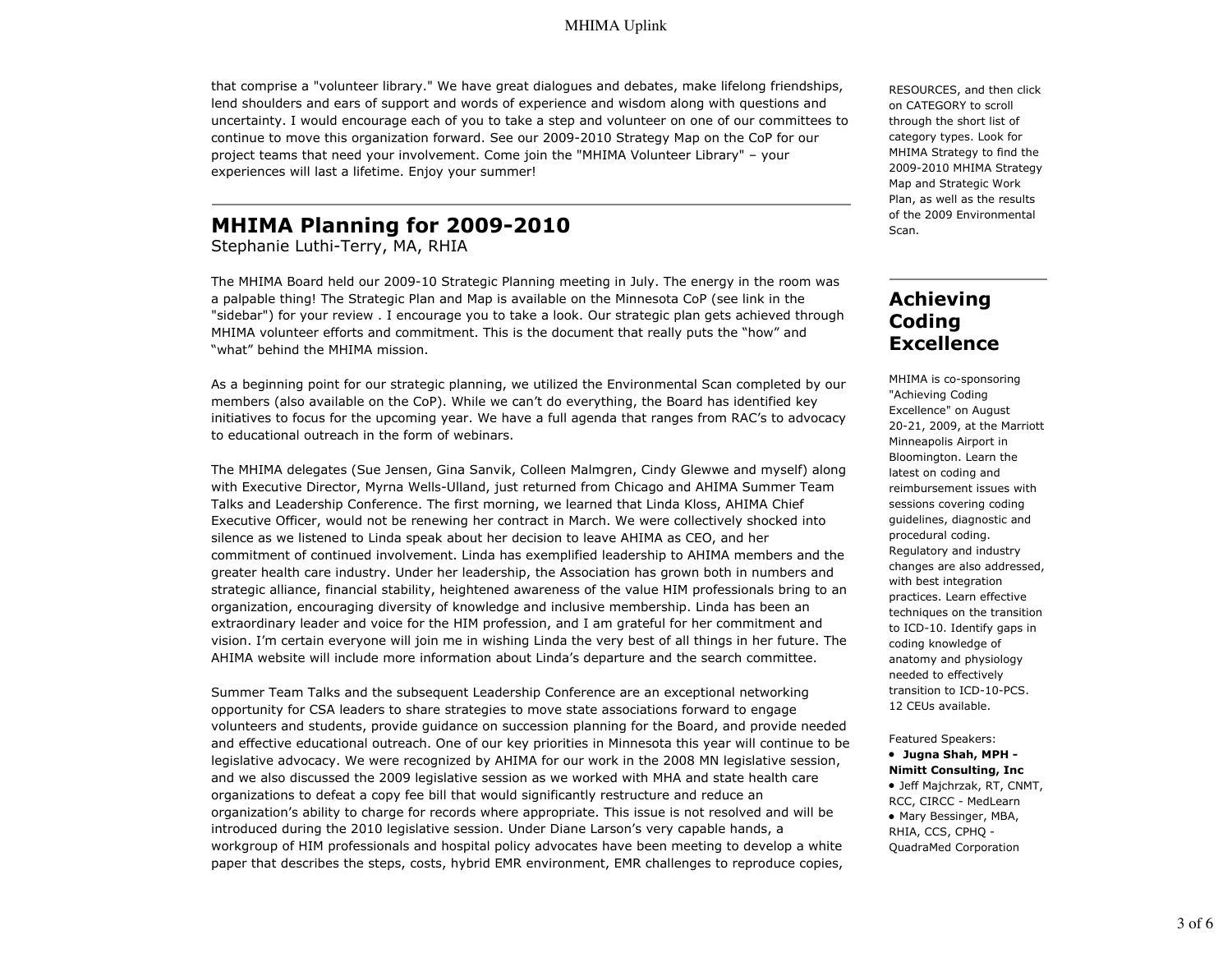that comprise a "volunteer library." We have great dialogues and debates, make lifelong friendships, lend shoulders and ears of support and words of experience and wisdom along with questions and uncertainty. I would encourage each of you to take a step and volunteer on one of our committees to continue to move this organization forward. See our 2009-2010 Strategy Map on the CoP for our project teams that need your involvement. Come join the "MHIMA Volunteer Library" – your experiences will last a lifetime. Enjoy your summer!

---

## MHIMA Planning for 2009-2010

Stephanie Luthi-Terry, MA, RHIA

The MHIMA Board held our 2009-10 Strategic Planning meeting in July. The energy in the room was a palpable thing! The Strategic Plan and Map is available on the Minnesota CoP (see link in the "sidebar") for your review . I encourage you to take a look. Our strategic plan gets achieved through MHIMA volunteer efforts and commitment. This is the document that really puts the "how" and "what" behind the MHIMA mission.

As a beginning point for our strategic planning, we utilized the Environmental Scan completed by our members (also available on the CoP). While we can't do everything, the Board has identified key initiatives to focus for the upcoming year. We have a full agenda that ranges from RAC's to advocacy to educational outreach in the form of webinars.

The MHIMA delegates (Sue Jensen, Gina Sanvik, Colleen Malmgren, Cindy Glewwe and myself) along with Executive Director, Myrna Wells-Ulland, just returned from Chicago and AHIMA Summer Team Talks and Leadership Conference. The first morning, we learned that Linda Kloss, AHIMA Chief Executive Officer, would not be renewing her contract in March. We were collectively shocked into silence as we listened to Linda speak about her decision to leave AHIMA as CEO, and her commitment of continued involvement. Linda has exemplified leadership to AHIMA members and the greater health care industry. Under her leadership, the Association has grown both in numbers and strategic alliance, financial stability, heightened awareness of the value HIM professionals bring to an organization, encouraging diversity of knowledge and inclusive membership. Linda has been an extraordinary leader and voice for the HIM profession, and I am grateful for her commitment and vision. I'm certain everyone will join me in wishing Linda the very best of all things in her future. The AHIMA website will include more information about Linda's departure and the search committee.

Summer Team Talks and the subsequent Leadership Conference are an exceptional networking opportunity for CSA leaders to share strategies to move state associations forward to engage volunteers and students, provide guidance on succession planning for the Board, and provide needed and effective educational outreach. One of our key priorities in Minnesota this year will continue to be legislative advocacy. We were recognized by AHIMA for our work in the 2008 MN legislative session, and we also discussed the 2009 legislative session as we worked with MHA and state health care organizations to defeat a copy fee bill that would significantly restructure and reduce an organization's ability to charge for records where appropriate. This issue is not resolved and will be introduced during the 2010 legislative session. Under Diane Larson's very capable hands, a workgroup of HIM professionals and hospital policy advocates have been meeting to develop a white paper that describes the steps, costs, hybrid EMR environment, EMR challenges to reproduce copies,

RESOURCES, and then click on CATEGORY to scroll through the short list of category types. Look for MHIMA Strategy to find the 2009-2010 MHIMA Strategy Map and Strategic Work Plan, as well as the results of the 2009 Environmental Scan.

---

## Achieving Coding Excellence

MHIMA is co-sponsoring "Achieving Coding Excellence" on August 20-21, 2009, at the Marriott Minneapolis Airport in Bloomington. Learn the latest on coding and reimbursement issues with sessions covering coding guidelines, diagnostic and procedural coding. Regulatory and industry changes are also addressed, with best integration practices. Learn effective techniques on the transition to ICD-10. Identify gaps in coding knowledge of anatomy and physiology needed to effectively transition to ICD-10-PCS. 12 CEUs available.

Featured Speakers:

- **Jugna Shah, MPH - Nimitt Consulting, Inc**
- Jeff Majchrzak, RT, CNMT, RCC, CIRCC - MedLearn
- Mary Bessinger, MBA, RHIA, CCS, CPHQ - QuadraMed Corporation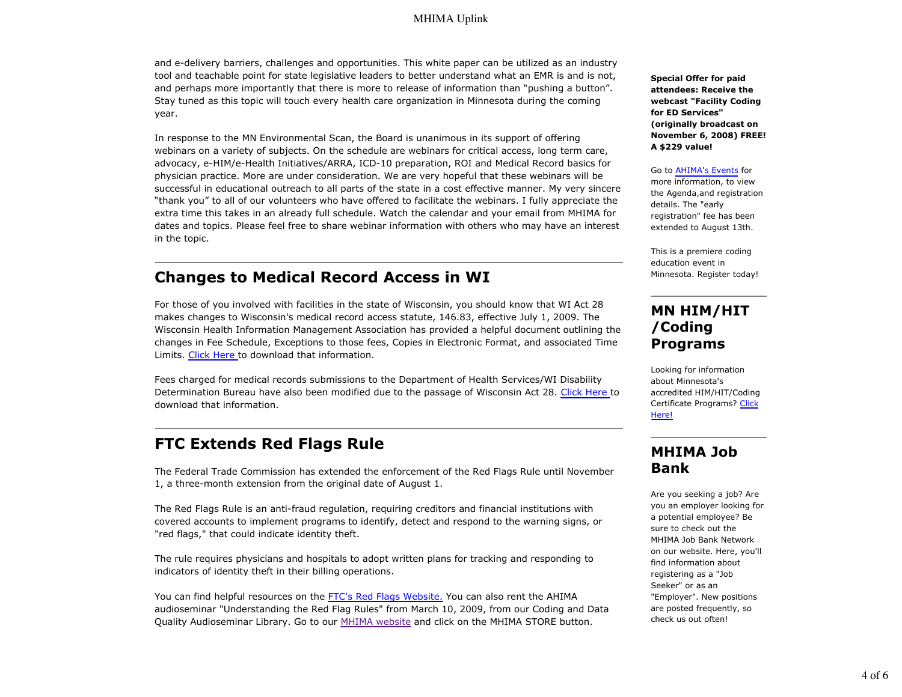and e-delivery barriers, challenges and opportunities. This white paper can be utilized as an industry tool and teachable point for state legislative leaders to better understand what an EMR is and is not, and perhaps more importantly that there is more to release of information than "pushing a button". Stay tuned as this topic will touch every health care organization in Minnesota during the coming year.

In response to the MN Environmental Scan, the Board is unanimous in its support of offering webinars on a variety of subjects. On the schedule are webinars for critical access, long term care, advocacy, e-HIM/e-Health Initiatives/ARRA, ICD-10 preparation, ROI and Medical Record basics for physician practice. More are under consideration. We are very hopeful that these webinars will be successful in educational outreach to all parts of the state in a cost effective manner. My very sincere "thank you" to all of our volunteers who have offered to facilitate the webinars. I fully appreciate the extra time this takes in an already full schedule. Watch the calendar and your email from MHIMA for dates and topics. Please feel free to share webinar information with others who may have an interest in the topic.

## Changes to Medical Record Access in WI

For those of you involved with facilities in the state of Wisconsin, you should know that WI Act 28 makes changes to Wisconsin's medical record access statute, 146.83, effective July 1, 2009. The Wisconsin Health Information Management Association has provided a helpful document outlining the changes in Fee Schedule, Exceptions to those fees, Copies in Electronic Format, and associated Time Limits. Click Here to download that information.

Fees charged for medical records submissions to the Department of Health Services/WI Disability Determination Bureau have also been modified due to the passage of Wisconsin Act 28. Click Here to download that information.

## FTC Extends Red Flags Rule

The Federal Trade Commission has extended the enforcement of the Red Flags Rule until November 1, a three-month extension from the original date of August 1.

The Red Flags Rule is an anti-fraud regulation, requiring creditors and financial institutions with covered accounts to implement programs to identify, detect and respond to the warning signs, or "red flags," that could indicate identity theft.

The rule requires physicians and hospitals to adopt written plans for tracking and responding to indicators of identity theft in their billing operations.

You can find helpful resources on the FTC's Red Flags Website. You can also rent the AHIMA audioseminar "Understanding the Red Flag Rules" from March 10, 2009, from our Coding and Data Quality Audioseminar Library. Go to our MHIMA website and click on the MHIMA STORE button.

**Special Offer for paid attendees: Receive the webcast "Facility Coding for ED Services" (originally broadcast on November 6, 2008) FREE! A $229 value!**

Go to AHIMA's Events for more information, to view the Agenda,and registration details. The "early registration" fee has been extended to August 13th.

This is a premiere coding education event in Minnesota. Register today!

## MN HIM/HIT /Coding Programs

Looking for information about Minnesota's accredited HIM/HIT/Coding Certificate Programs? Click Here!

## MHIMA Job Bank

Are you seeking a job? Are you an employer looking for a potential employee? Be sure to check out the MHIMA Job Bank Network on our website. Here, you'll find information about registering as a "Job Seeker" or as an "Employer". New positions are posted frequently, so check us out often!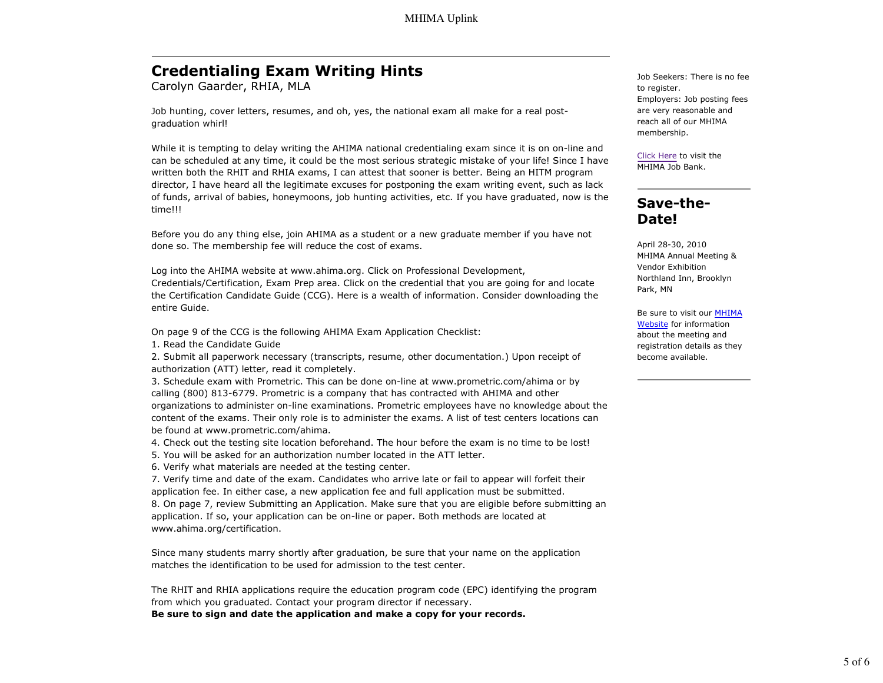## Credentialing Exam Writing Hints

Carolyn Gaarder, RHIA, MLA

Job hunting, cover letters, resumes, and oh, yes, the national exam all make for a real post-graduation whirl!

While it is tempting to delay writing the AHIMA national credentialing exam since it is on on-line and can be scheduled at any time, it could be the most serious strategic mistake of your life! Since I have written both the RHIT and RHIA exams, I can attest that sooner is better. Being an HITM program director, I have heard all the legitimate excuses for postponing the exam writing event, such as lack of funds, arrival of babies, honeymoons, job hunting activities, etc. If you have graduated, now is the time!!!

Before you do any thing else, join AHIMA as a student or a new graduate member if you have not done so. The membership fee will reduce the cost of exams.

Log into the AHIMA website at www.ahima.org. Click on Professional Development, Credentials/Certification, Exam Prep area. Click on the credential that you are going for and locate the Certification Candidate Guide (CCG). Here is a wealth of information. Consider downloading the entire Guide.

On page 9 of the CCG is the following AHIMA Exam Application Checklist:

1. Read the Candidate Guide
2. Submit all paperwork necessary (transcripts, resume, other documentation.) Upon receipt of authorization (ATT) letter, read it completely.
3. Schedule exam with Prometric. This can be done on-line at www.prometric.com/ahima or by calling (800) 813-6779. Prometric is a company that has contracted with AHIMA and other organizations to administer on-line examinations. Prometric employees have no knowledge about the content of the exams. Their only role is to administer the exams. A list of test centers locations can be found at www.prometric.com/ahima.
4. Check out the testing site location beforehand. The hour before the exam is no time to be lost!
5. You will be asked for an authorization number located in the ATT letter.
6. Verify what materials are needed at the testing center.
7. Verify time and date of the exam. Candidates who arrive late or fail to appear will forfeit their application fee. In either case, a new application fee and full application must be submitted.
8. On page 7, review Submitting an Application. Make sure that you are eligible before submitting an application. If so, your application can be on-line or paper. Both methods are located at www.ahima.org/certification.

Since many students marry shortly after graduation, be sure that your name on the application matches the identification to be used for admission to the test center.

The RHIT and RHIA applications require the education program code (EPC) identifying the program from which you graduated. Contact your program director if necessary.

**Be sure to sign and date the application and make a copy for your records.**

---

Job Seekers: There is no fee to register.
Employers: Job posting fees are very reasonable and reach all of our MHIMA membership.

Click Here to visit the MHIMA Job Bank.

## Save-the-Date!

April 28-30, 2010
MHIMA Annual Meeting & Vendor Exhibition
Northland Inn, Brooklyn Park, MN

Be sure to visit our MHIMA Website for information about the meeting and registration details as they become available.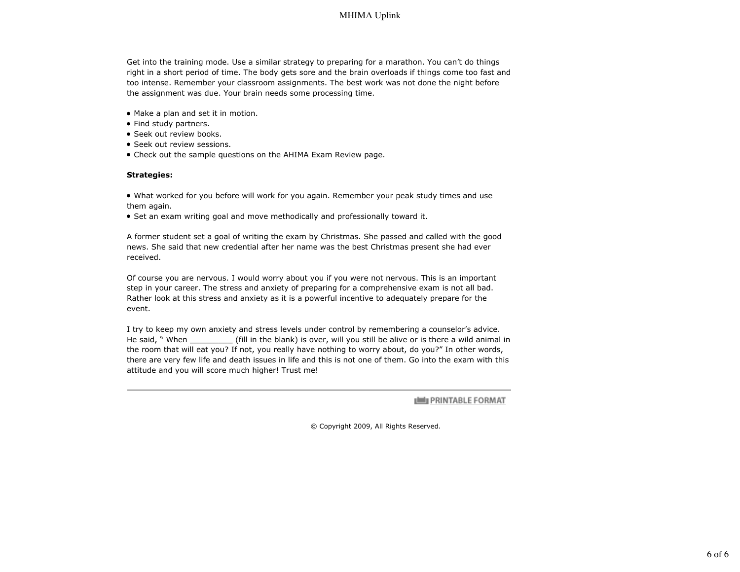Get into the training mode. Use a similar strategy to preparing for a marathon. You can't do things right in a short period of time. The body gets sore and the brain overloads if things come too fast and too intense. Remember your classroom assignments. The best work was not done the night before the assignment was due. Your brain needs some processing time.

- Make a plan and set it in motion.
- Find study partners.
- Seek out review books.
- Seek out review sessions.
- Check out the sample questions on the AHIMA Exam Review page.

**Strategies:**

- What worked for you before will work for you again. Remember your peak study times and use them again.
- Set an exam writing goal and move methodically and professionally toward it.

A former student set a goal of writing the exam by Christmas. She passed and called with the good news. She said that new credential after her name was the best Christmas present she had ever received.

Of course you are nervous. I would worry about you if you were not nervous. This is an important step in your career. The stress and anxiety of preparing for a comprehensive exam is not all bad. Rather look at this stress and anxiety as it is a powerful incentive to adequately prepare for the event.

I try to keep my own anxiety and stress levels under control by remembering a counselor's advice. He said, " When _________ (fill in the blank) is over, will you still be alive or is there a wild animal in the room that will eat you? If not, you really have nothing to worry about, do you?" In other words, there are very few life and death issues in life and this is not one of them. Go into the exam with this attitude and you will score much higher! Trust me!

---

PRINTABLE FORMAT

© Copyright 2009, All Rights Reserved.